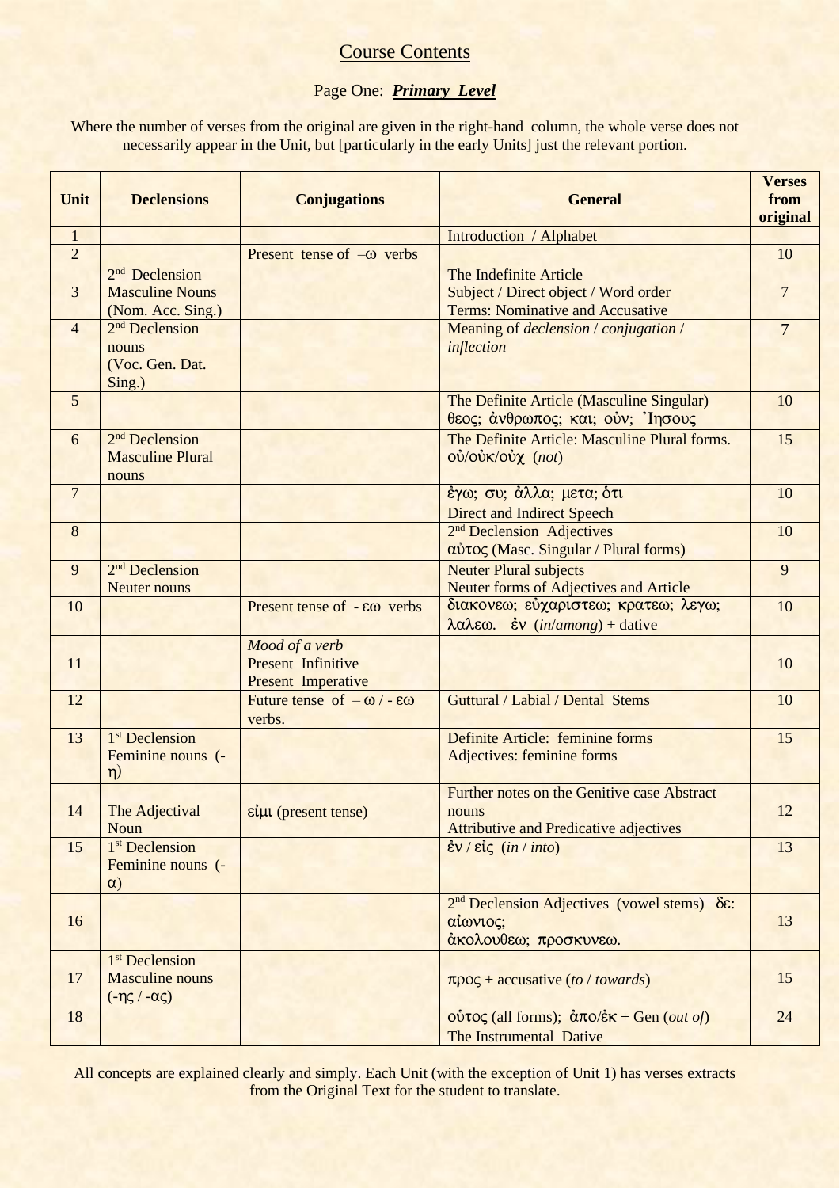# Course Contents

## Page One: ***Primary Level***

Where the number of verses from the original are given in the right-hand column, the whole verse does not necessarily appear in the Unit, but [particularly in the early Units] just the relevant portion.

| Unit | Declensions | Conjugations | General | Verses from original |
|---|---|---|---|---|
| 1 | | | Introduction / Alphabet | |
| 2 | | Present tense of –ω verbs | | 10 |
| 3 | 2nd Declension Masculine Nouns (Nom. Acc. Sing.) | | The Indefinite Article<br>Subject / Direct object / Word order<br>Terms: Nominative and Accusative | 7 |
| 4 | 2nd Declension nouns (Voc. Gen. Dat. Sing.) | | Meaning of *declension* / *conjugation* / *inflection* | 7 |
| 5 | | | The Definite Article (Masculine Singular)<br>θεος; ἀνθρωπος; και; οὐν; Ἰησους | 10 |
| 6 | 2nd Declension Masculine Plural nouns | | The Definite Article: Masculine Plural forms.<br>οὐ/οὐκ/οὐχ (*not*) | 15 |
| 7 | | | ἐγω; συ; ἀλλα; μετα; ὁτι<br>Direct and Indirect Speech | 10 |
| 8 | | | 2nd Declension Adjectives<br>αὐτος (Masc. Singular / Plural forms) | 10 |
| 9 | 2nd Declension Neuter nouns | | Neuter Plural subjects<br>Neuter forms of Adjectives and Article | 9 |
| 10 | | Present tense of - εω verbs | διακονεω; εὐχαριστεω; κρατεω; λεγω; λαλεω. ἐν (*in*/*among*) + dative | 10 |
| 11 | | *Mood of a verb*<br>Present Infinitive<br>Present Imperative | | 10 |
| 12 | | Future tense of – ω / - εω verbs. | Guttural / Labial / Dental Stems | 10 |
| 13 | 1st Declension Feminine nouns (-η) | | Definite Article: feminine forms<br>Adjectives: feminine forms | 15 |
| 14 | The Adjectival Noun | εἰμι (present tense) | Further notes on the Genitive case Abstract nouns<br>Attributive and Predicative adjectives | 12 |
| 15 | 1st Declension Feminine nouns (-α) | | ἐν / εἰς (*in* / *into*) | 13 |
| 16 | | | 2nd Declension Adjectives (vowel stems) δε: αἰωνιος;<br>ἀκολουθεω; προσκυνεω. | 13 |
| 17 | 1st Declension Masculine nouns (-ης / -ας) | | προς + accusative (*to* / *towards*) | 15 |
| 18 | | | οὑτος (all forms); ἀπο/ἐκ + Gen (*out of*)<br>The Instrumental Dative | 24 |

All concepts are explained clearly and simply. Each Unit (with the exception of Unit 1) has verses extracts from the Original Text for the student to translate.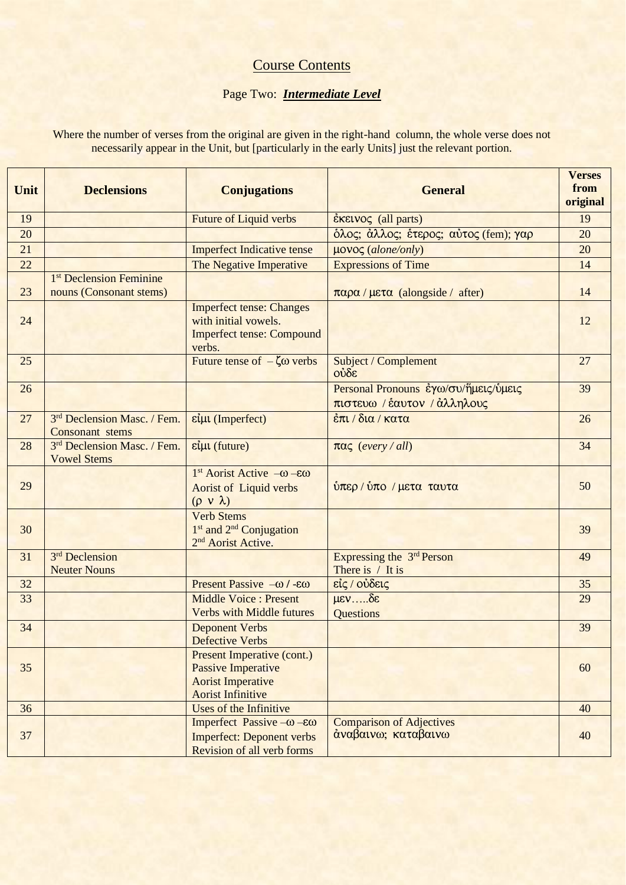# Course Contents

## Page Two: ***Intermediate Level***

Where the number of verses from the original are given in the right-hand column, the whole verse does not necessarily appear in the Unit, but [particularly in the early Units] just the relevant portion.

| Unit | Declensions | Conjugations | General | Verses from original |
|---|---|---|---|---|
| 19 | | Future of Liquid verbs | ἐκεινος (all parts) | 19 |
| 20 | | | ὁλος; ἀλλος; ἑτερος; αὐτος (fem); γαρ | 20 |
| 21 | | Imperfect Indicative tense | μονος (*alone/only*) | 20 |
| 22 | | The Negative Imperative | Expressions of Time | 14 |
| 23 | 1st Declension Feminine nouns (Consonant stems) | | παρα / μετα (alongside / after) | 14 |
| 24 | | Imperfect tense: Changes with initial vowels. Imperfect tense: Compound verbs. | | 12 |
| 25 | | Future tense of – ζω verbs | Subject / Complement οὐδε | 27 |
| 26 | | | Personal Pronouns ἐγω/συ/ἡμεις/ὑμεις πιστευω / ἑαυτον / ἀλληλους | 39 |
| 27 | 3rd Declension Masc. / Fem. Consonant stems | εἰμι (Imperfect) | ἐπι / δια / κατα | 26 |
| 28 | 3rd Declension Masc. / Fem. Vowel Stems | εἰμι (future) | πας (*every / all*) | 34 |
| 29 | | 1st Aorist Active –ω –εω Aorist of Liquid verbs (ρ ν λ) | ὑπερ / ὑπο / μετα ταυτα | 50 |
| 30 | | Verb Stems 1st and 2nd Conjugation 2nd Aorist Active. | | 39 |
| 31 | 3rd Declension Neuter Nouns | | Expressing the 3rd Person There is / It is | 49 |
| 32 | | Present Passive –ω / -εω | εἱς / οὐδεις | 35 |
| 33 | | Middle Voice : Present Verbs with Middle futures | μεν…..δε Questions | 29 |
| 34 | | Deponent Verbs Defective Verbs | | 39 |
| 35 | | Present Imperative (cont.) Passive Imperative Aorist Imperative Aorist Infinitive | | 60 |
| 36 | | Uses of the Infinitive | | 40 |
| 37 | | Imperfect Passive –ω –εω Imperfect: Deponent verbs Revision of all verb forms | Comparison of Adjectives ἀναβαινω; καταβαινω | 40 |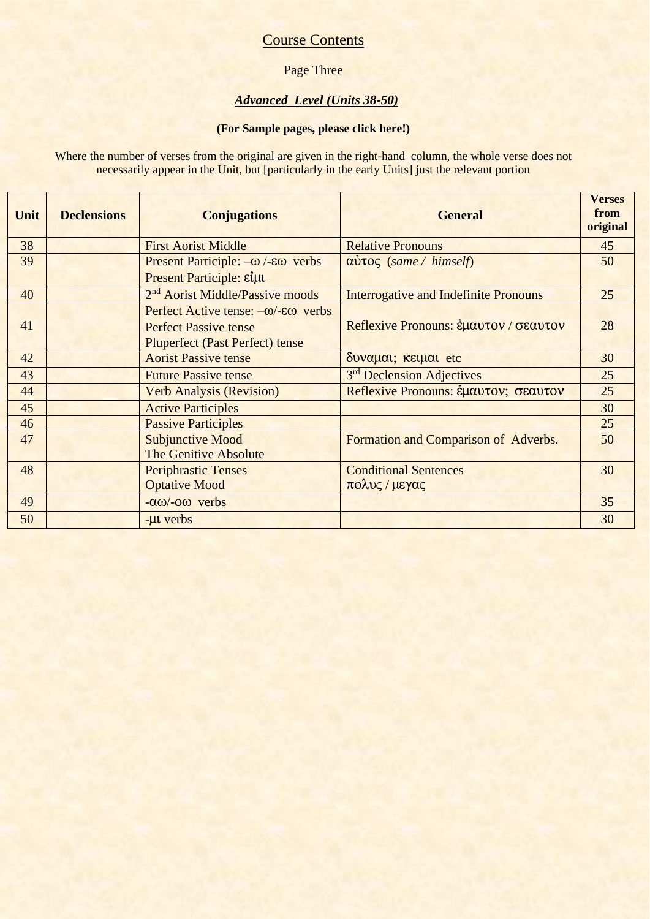# Course Contents

Page Three

## *Advanced Level (Units 38-50)*

**(For Sample pages, please click here!)**

Where the number of verses from the original are given in the right-hand column, the whole verse does not necessarily appear in the Unit, but [particularly in the early Units] just the relevant portion

| Unit | Declensions | Conjugations | General | Verses from original |
|---|---|---|---|---|
| 38 | | First Aorist Middle | Relative Pronouns | 45 |
| 39 | | Present Participle: –ω /-εω verbs<br>Present Participle: εἰμι | αὐτος (*same / himself*) | 50 |
| 40 | | 2nd Aorist Middle/Passive moods | Interrogative and Indefinite Pronouns | 25 |
| 41 | | Perfect Active tense: –ω/-εω verbs<br>Perfect Passive tense<br>Pluperfect (Past Perfect) tense | Reflexive Pronouns: ἐμαυτον / σεαυτον | 28 |
| 42 | | Aorist Passive tense | δυναμαι; κειμαι etc | 30 |
| 43 | | Future Passive tense | 3rd Declension Adjectives | 25 |
| 44 | | Verb Analysis (Revision) | Reflexive Pronouns: ἑμαυτον; σεαυτον | 25 |
| 45 | | Active Participles | | 30 |
| 46 | | Passive Participles | | 25 |
| 47 | | Subjunctive Mood<br>The Genitive Absolute | Formation and Comparison of Adverbs. | 50 |
| 48 | | Periphrastic Tenses<br>Optative Mood | Conditional Sentences<br>πολυς / μεγας | 30 |
| 49 | | -αω/-οω verbs | | 35 |
| 50 | | -μι verbs | | 30 |